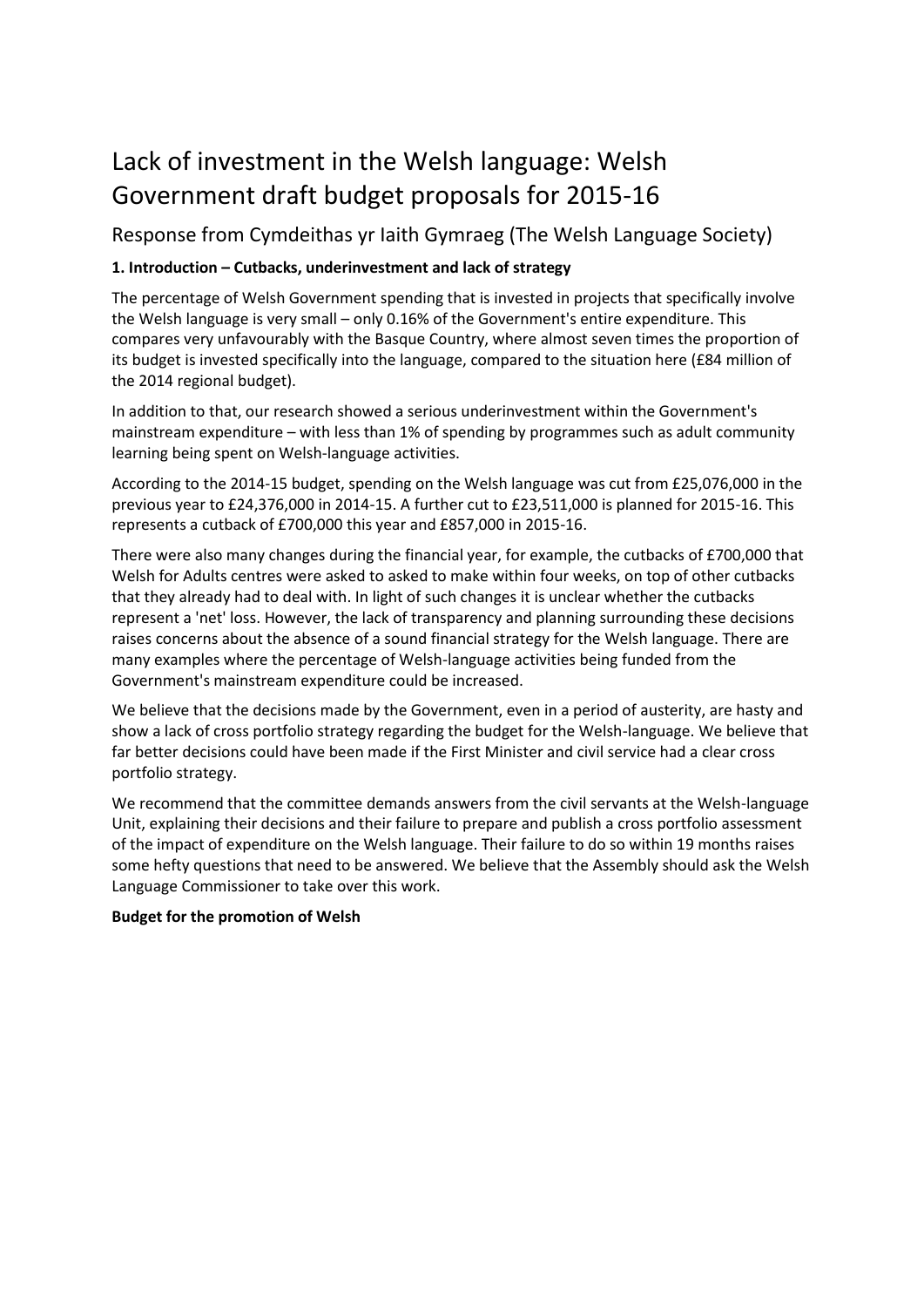# Lack of investment in the Welsh language: Welsh Government draft budget proposals for 2015-16

## Response from Cymdeithas yr Iaith Gymraeg (The Welsh Language Society)

**1. Introduction – Cutbacks, underinvestment and lack of strategy**

The percentage of Welsh Government spending that is invested in projects that specifically involve the Welsh language is very small – only 0.16% of the Government's entire expenditure. This compares very unfavourably with the Basque Country, where almost seven times the proportion of its budget is invested specifically into the language, compared to the situation here (£84 million of the 2014 regional budget).

In addition to that, our research showed a serious underinvestment within the Government's mainstream expenditure – with less than 1% of spending by programmes such as adult community learning being spent on Welsh-language activities.

According to the 2014-15 budget, spending on the Welsh language was cut from £25,076,000 in the previous year to £24,376,000 in 2014-15. A further cut to £23,511,000 is planned for 2015-16. This represents a cutback of £700,000 this year and £857,000 in 2015-16.

There were also many changes during the financial year, for example, the cutbacks of £700,000 that Welsh for Adults centres were asked to asked to make within four weeks, on top of other cutbacks that they already had to deal with. In light of such changes it is unclear whether the cutbacks represent a 'net' loss. However, the lack of transparency and planning surrounding these decisions raises concerns about the absence of a sound financial strategy for the Welsh language. There are many examples where the percentage of Welsh-language activities being funded from the Government's mainstream expenditure could be increased.

We believe that the decisions made by the Government, even in a period of austerity, are hasty and show a lack of cross portfolio strategy regarding the budget for the Welsh-language. We believe that far better decisions could have been made if the First Minister and civil service had a clear cross portfolio strategy.

We recommend that the committee demands answers from the civil servants at the Welsh-language Unit, explaining their decisions and their failure to prepare and publish a cross portfolio assessment of the impact of expenditure on the Welsh language. Their failure to do so within 19 months raises some hefty questions that need to be answered. We believe that the Assembly should ask the Welsh Language Commissioner to take over this work.

**Budget for the promotion of Welsh**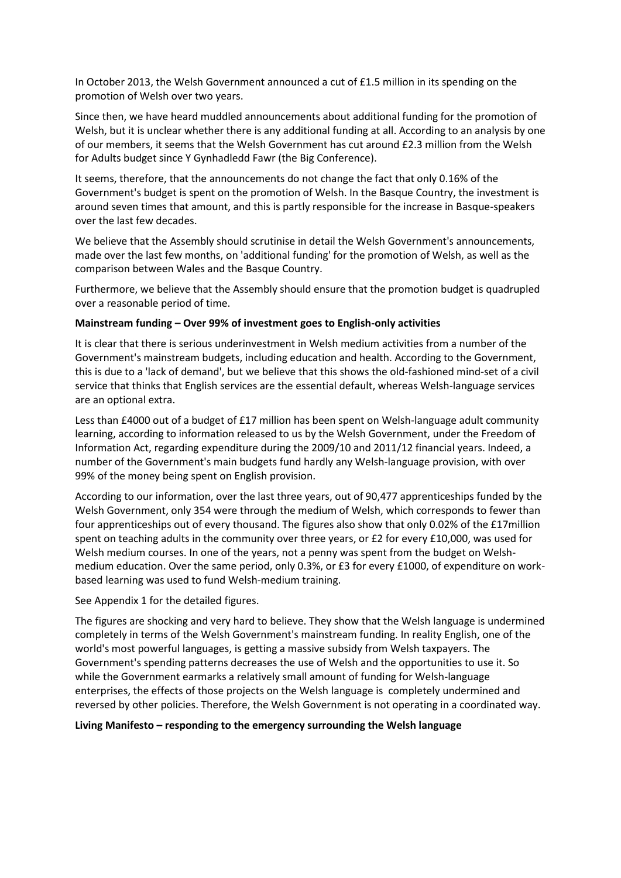In October 2013, the Welsh Government announced a cut of £1.5 million in its spending on the promotion of Welsh over two years.

Since then, we have heard muddled announcements about additional funding for the promotion of Welsh, but it is unclear whether there is any additional funding at all. According to an analysis by one of our members, it seems that the Welsh Government has cut around £2.3 million from the Welsh for Adults budget since Y Gynhadledd Fawr (the Big Conference).

It seems, therefore, that the announcements do not change the fact that only 0.16% of the Government's budget is spent on the promotion of Welsh. In the Basque Country, the investment is around seven times that amount, and this is partly responsible for the increase in Basque-speakers over the last few decades.

We believe that the Assembly should scrutinise in detail the Welsh Government's announcements, made over the last few months, on 'additional funding' for the promotion of Welsh, as well as the comparison between Wales and the Basque Country.

Furthermore, we believe that the Assembly should ensure that the promotion budget is quadrupled over a reasonable period of time.

**Mainstream funding – Over 99% of investment goes to English-only activities**

It is clear that there is serious underinvestment in Welsh medium activities from a number of the Government's mainstream budgets, including education and health. According to the Government, this is due to a 'lack of demand', but we believe that this shows the old-fashioned mind-set of a civil service that thinks that English services are the essential default, whereas Welsh-language services are an optional extra.

Less than £4000 out of a budget of £17 million has been spent on Welsh-language adult community learning, according to information released to us by the Welsh Government, under the Freedom of Information Act, regarding expenditure during the 2009/10 and 2011/12 financial years. Indeed, a number of the Government's main budgets fund hardly any Welsh-language provision, with over 99% of the money being spent on English provision.

According to our information, over the last three years, out of 90,477 apprenticeships funded by the Welsh Government, only 354 were through the medium of Welsh, which corresponds to fewer than four apprenticeships out of every thousand. The figures also show that only 0.02% of the £17million spent on teaching adults in the community over three years, or £2 for every £10,000, was used for Welsh medium courses. In one of the years, not a penny was spent from the budget on Welsh-medium education. Over the same period, only 0.3%, or £3 for every £1000, of expenditure on work-based learning was used to fund Welsh-medium training.

See Appendix 1 for the detailed figures.

The figures are shocking and very hard to believe. They show that the Welsh language is undermined completely in terms of the Welsh Government's mainstream funding. In reality English, one of the world's most powerful languages, is getting a massive subsidy from Welsh taxpayers. The Government's spending patterns decreases the use of Welsh and the opportunities to use it. So while the Government earmarks a relatively small amount of funding for Welsh-language enterprises, the effects of those projects on the Welsh language is completely undermined and reversed by other policies. Therefore, the Welsh Government is not operating in a coordinated way.

**Living Manifesto – responding to the emergency surrounding the Welsh language**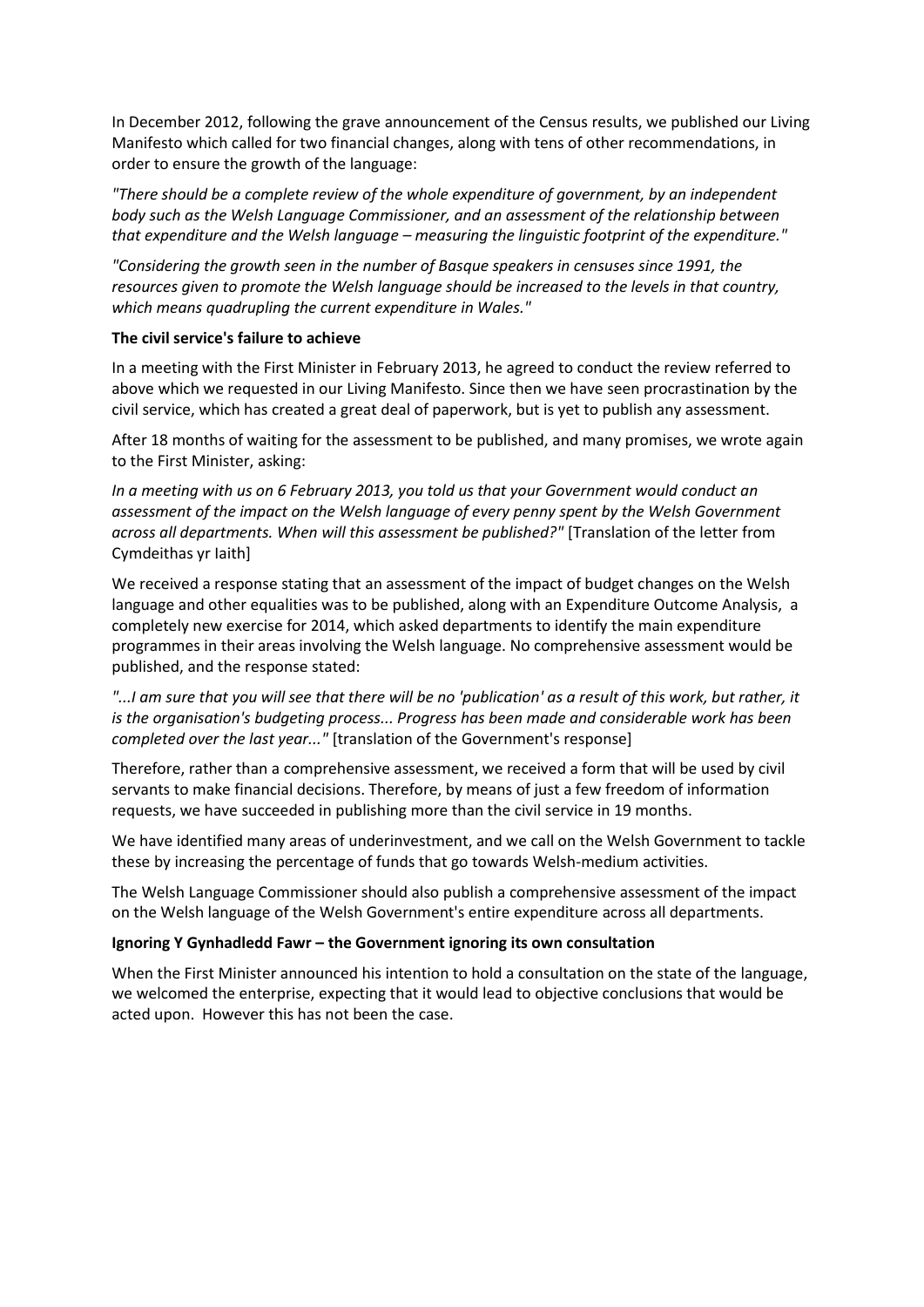In December 2012, following the grave announcement of the Census results, we published our Living Manifesto which called for two financial changes, along with tens of other recommendations, in order to ensure the growth of the language:

*"There should be a complete review of the whole expenditure of government, by an independent body such as the Welsh Language Commissioner, and an assessment of the relationship between that expenditure and the Welsh language – measuring the linguistic footprint of the expenditure."*

*"Considering the growth seen in the number of Basque speakers in censuses since 1991, the resources given to promote the Welsh language should be increased to the levels in that country, which means quadrupling the current expenditure in Wales."*

**The civil service's failure to achieve**

In a meeting with the First Minister in February 2013, he agreed to conduct the review referred to above which we requested in our Living Manifesto. Since then we have seen procrastination by the civil service, which has created a great deal of paperwork, but is yet to publish any assessment.

After 18 months of waiting for the assessment to be published, and many promises, we wrote again to the First Minister, asking:

*In a meeting with us on 6 February 2013, you told us that your Government would conduct an assessment of the impact on the Welsh language of every penny spent by the Welsh Government across all departments. When will this assessment be published?"* [Translation of the letter from Cymdeithas yr Iaith]

We received a response stating that an assessment of the impact of budget changes on the Welsh language and other equalities was to be published, along with an Expenditure Outcome Analysis, a completely new exercise for 2014, which asked departments to identify the main expenditure programmes in their areas involving the Welsh language. No comprehensive assessment would be published, and the response stated:

*"...I am sure that you will see that there will be no 'publication' as a result of this work, but rather, it is the organisation's budgeting process... Progress has been made and considerable work has been completed over the last year..."* [translation of the Government's response]

Therefore, rather than a comprehensive assessment, we received a form that will be used by civil servants to make financial decisions. Therefore, by means of just a few freedom of information requests, we have succeeded in publishing more than the civil service in 19 months.

We have identified many areas of underinvestment, and we call on the Welsh Government to tackle these by increasing the percentage of funds that go towards Welsh-medium activities.

The Welsh Language Commissioner should also publish a comprehensive assessment of the impact on the Welsh language of the Welsh Government's entire expenditure across all departments.

**Ignoring Y Gynhadledd Fawr – the Government ignoring its own consultation**

When the First Minister announced his intention to hold a consultation on the state of the language, we welcomed the enterprise, expecting that it would lead to objective conclusions that would be acted upon. However this has not been the case.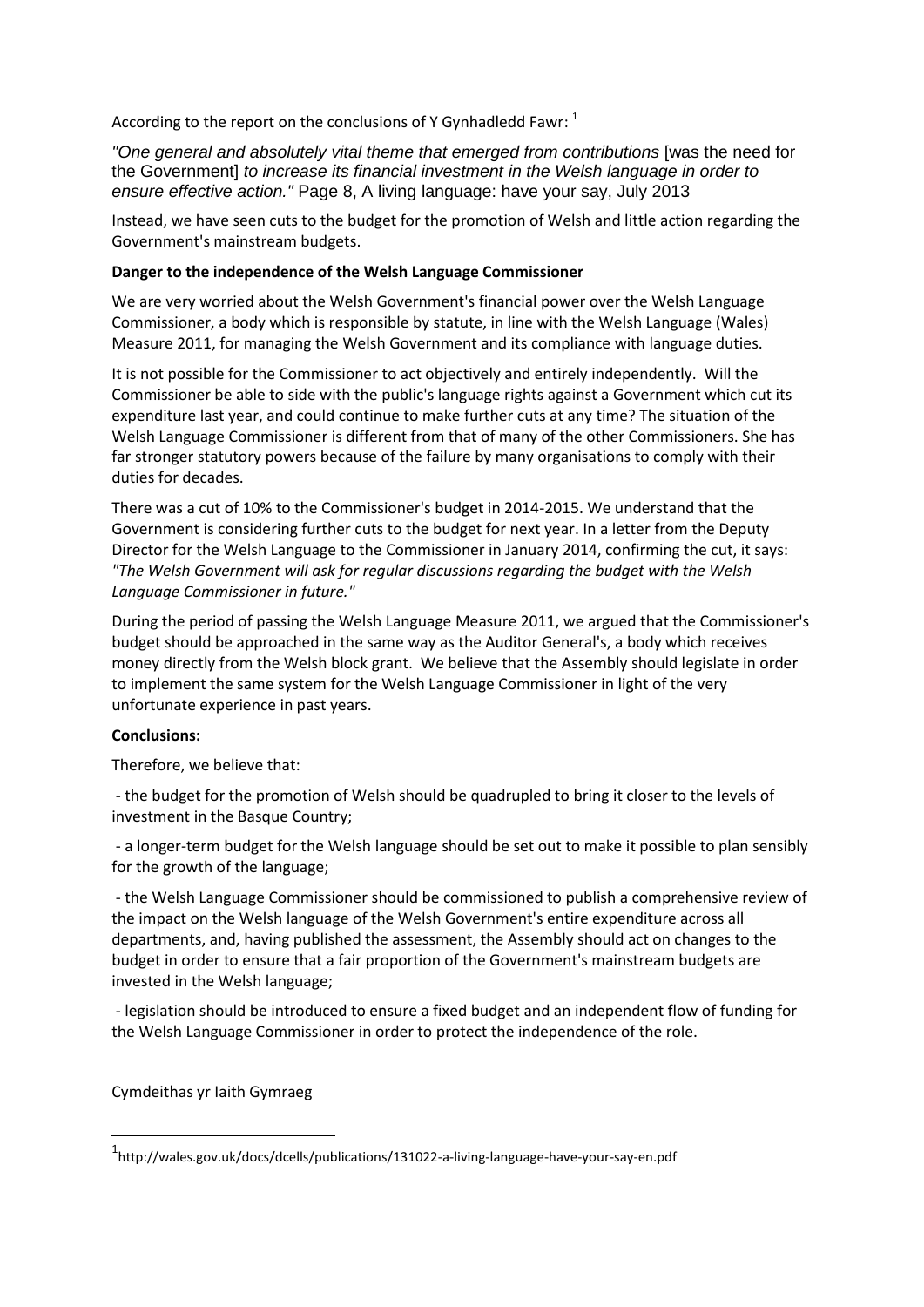According to the report on the conclusions of Y Gynhadledd Fawr: [1]

*"One general and absolutely vital theme that emerged from contributions* [was the need for the Government] *to increase its financial investment in the Welsh language in order to ensure effective action."* Page 8, A living language: have your say, July 2013

Instead, we have seen cuts to the budget for the promotion of Welsh and little action regarding the Government's mainstream budgets.

**Danger to the independence of the Welsh Language Commissioner**

We are very worried about the Welsh Government's financial power over the Welsh Language Commissioner, a body which is responsible by statute, in line with the Welsh Language (Wales) Measure 2011, for managing the Welsh Government and its compliance with language duties.

It is not possible for the Commissioner to act objectively and entirely independently. Will the Commissioner be able to side with the public's language rights against a Government which cut its expenditure last year, and could continue to make further cuts at any time? The situation of the Welsh Language Commissioner is different from that of many of the other Commissioners. She has far stronger statutory powers because of the failure by many organisations to comply with their duties for decades.

There was a cut of 10% to the Commissioner's budget in 2014-2015. We understand that the Government is considering further cuts to the budget for next year. In a letter from the Deputy Director for the Welsh Language to the Commissioner in January 2014, confirming the cut, it says: *"The Welsh Government will ask for regular discussions regarding the budget with the Welsh Language Commissioner in future."*

During the period of passing the Welsh Language Measure 2011, we argued that the Commissioner's budget should be approached in the same way as the Auditor General's, a body which receives money directly from the Welsh block grant. We believe that the Assembly should legislate in order to implement the same system for the Welsh Language Commissioner in light of the very unfortunate experience in past years.

**Conclusions:**

Therefore, we believe that:

- the budget for the promotion of Welsh should be quadrupled to bring it closer to the levels of investment in the Basque Country;

- a longer-term budget for the Welsh language should be set out to make it possible to plan sensibly for the growth of the language;

- the Welsh Language Commissioner should be commissioned to publish a comprehensive review of the impact on the Welsh language of the Welsh Government's entire expenditure across all departments, and, having published the assessment, the Assembly should act on changes to the budget in order to ensure that a fair proportion of the Government's mainstream budgets are invested in the Welsh language;

- legislation should be introduced to ensure a fixed budget and an independent flow of funding for the Welsh Language Commissioner in order to protect the independence of the role.

Cymdeithas yr Iaith Gymraeg

---

[1] http://wales.gov.uk/docs/dcells/publications/131022-a-living-language-have-your-say-en.pdf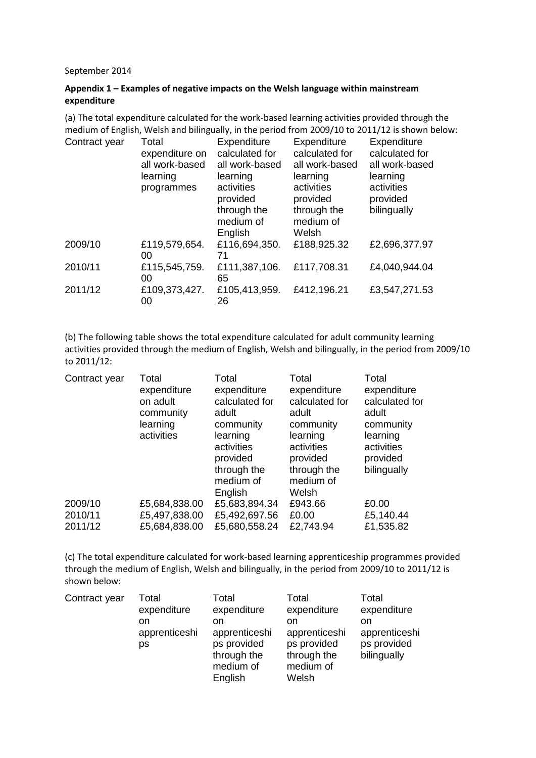September 2014

**Appendix 1 – Examples of negative impacts on the Welsh language within mainstream expenditure**

(a) The total expenditure calculated for the work-based learning activities provided through the medium of English, Welsh and bilingually, in the period from 2009/10 to 2011/12 is shown below:

| Contract year | Total expenditure on all work-based learning programmes | Expenditure calculated for all work-based learning activities provided through the medium of English | Expenditure calculated for all work-based learning activities provided through the medium of Welsh | Expenditure calculated for all work-based learning activities provided bilingually |
|---|---|---|---|---|
| 2009/10 | £119,579,654.00 | £116,694,350.71 | £188,925.32 | £2,696,377.97 |
| 2010/11 | £115,545,759.00 | £111,387,106.65 | £117,708.31 | £4,040,944.04 |
| 2011/12 | £109,373,427.00 | £105,413,959.26 | £412,196.21 | £3,547,271.53 |

(b) The following table shows the total expenditure calculated for adult community learning activities provided through the medium of English, Welsh and bilingually, in the period from 2009/10 to 2011/12:

| Contract year | Total expenditure on adult community learning activities | Total expenditure calculated for adult community learning activities provided through the medium of English | Total expenditure calculated for adult community learning activities provided through the medium of Welsh | Total expenditure calculated for adult community learning activities provided bilingually |
|---|---|---|---|---|
| 2009/10 | £5,684,838.00 | £5,683,894.34 | £943.66 | £0.00 |
| 2010/11 | £5,497,838.00 | £5,492,697.56 | £0.00 | £5,140.44 |
| 2011/12 | £5,684,838.00 | £5,680,558.24 | £2,743.94 | £1,535.82 |

(c) The total expenditure calculated for work-based learning apprenticeship programmes provided through the medium of English, Welsh and bilingually, in the period from 2009/10 to 2011/12 is shown below:

| Contract year | Total expenditure on apprenticeships | Total expenditure on apprenticeships provided through the medium of English | Total expenditure on apprenticeships provided through the medium of Welsh | Total expenditure on apprenticeships provided bilingually |
|---|---|---|---|---|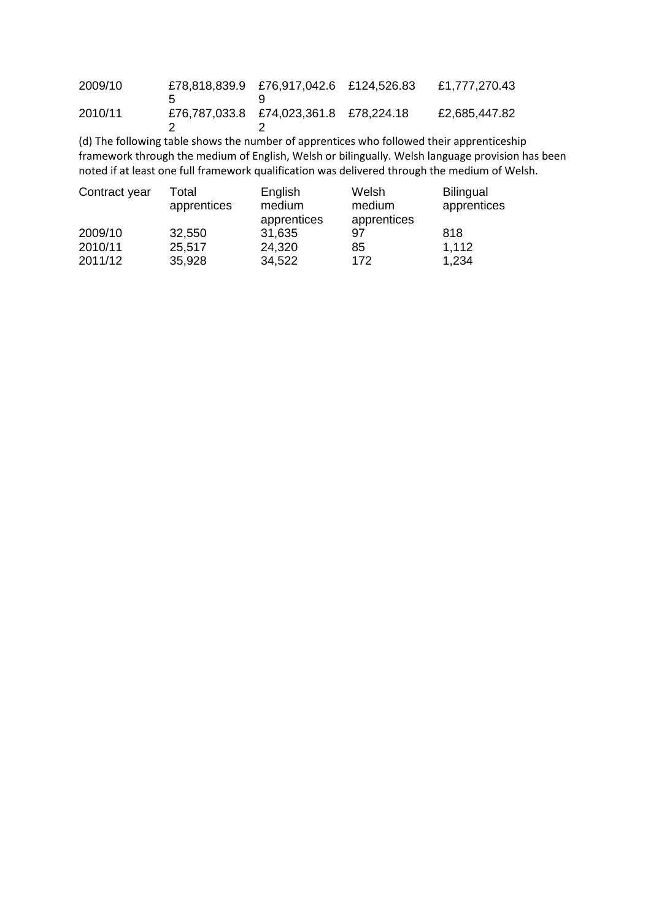| | | | | |
|---|---|---|---|---|
| 2009/10 | £78,818,839.95 | £76,917,042.69 | £124,526.83 | £1,777,270.43 |
| 2010/11 | £76,787,033.82 | £74,023,361.82 | £78,224.18 | £2,685,447.82 |

(d) The following table shows the number of apprentices who followed their apprenticeship framework through the medium of English, Welsh or bilingually. Welsh language provision has been noted if at least one full framework qualification was delivered through the medium of Welsh.

| Contract year | Total apprentices | English medium apprentices | Welsh medium apprentices | Bilingual apprentices |
|---|---|---|---|---|
| 2009/10 | 32,550 | 31,635 | 97 | 818 |
| 2010/11 | 25,517 | 24,320 | 85 | 1,112 |
| 2011/12 | 35,928 | 34,522 | 172 | 1,234 |